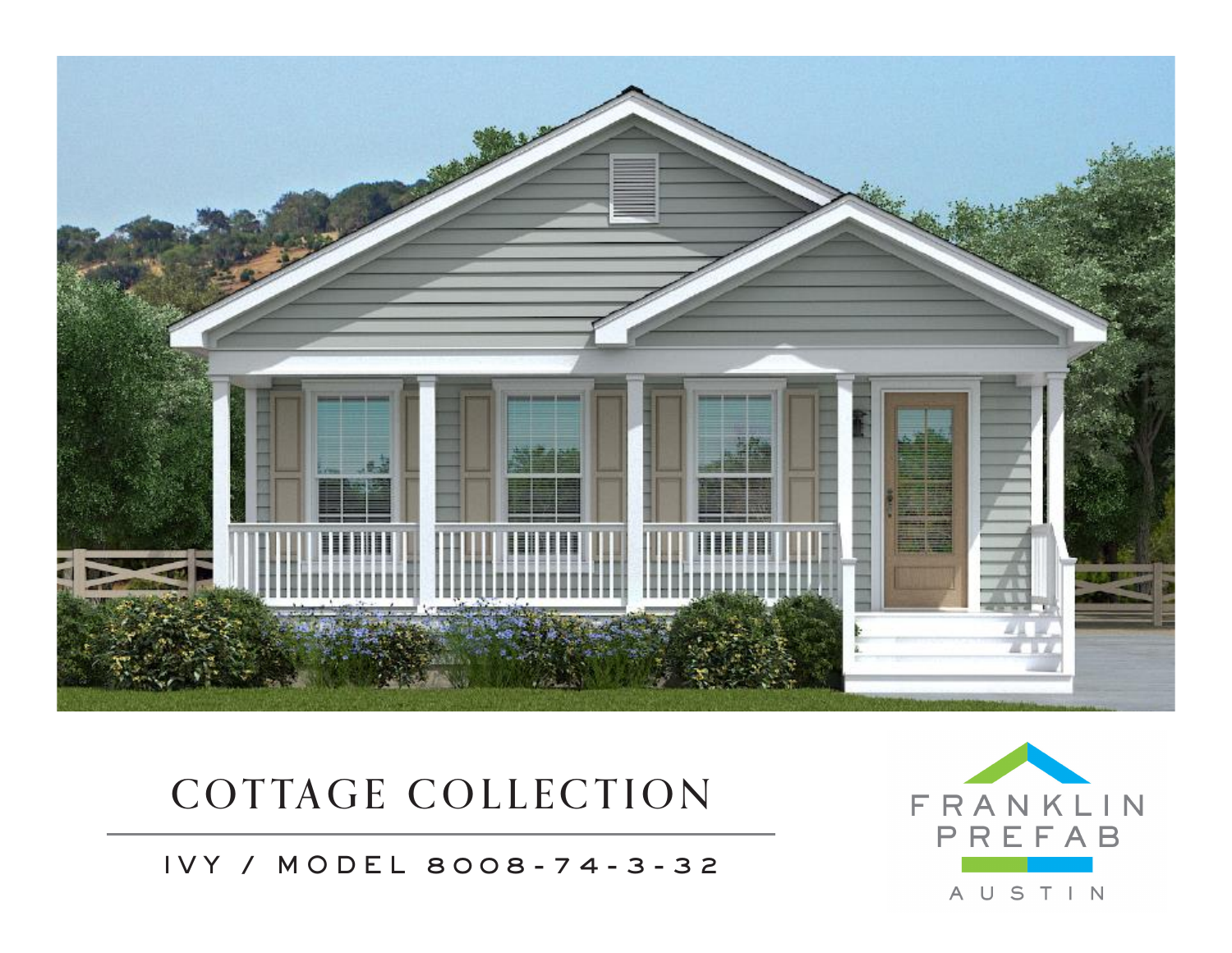# COTTAGE COLLECTION

IVY / MODEL 8008-74-3-32

FRANKLIN PREFAB

AUSTIN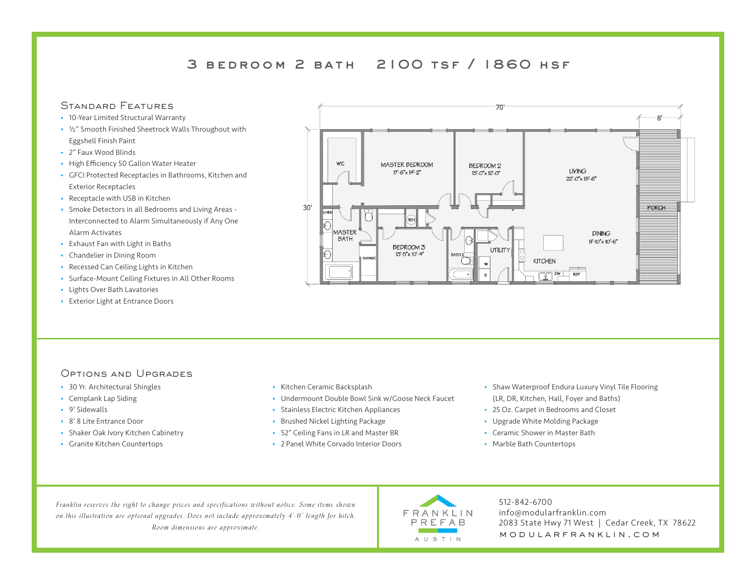# 3 BEDROOM 2 BATH 2100 TSF / 1860 HSF

## Standard Features

- 10-Year Limited Structural Warranty
- ½" Smooth Finished Sheetrock Walls Throughout with Eggshell Finish Paint
- 2" Faux Wood Blinds
- High Efficiency 50 Gallon Water Heater
- GFCI Protected Receptacles in Bathrooms, Kitchen and Exterior Receptacles
- Receptacle with USB in Kitchen
- Smoke Detectors in all Bedrooms and Living Areas - Interconnected to Alarm Simultaneously if Any One Alarm Activates
- Exhaust Fan with Light in Baths
- Chandelier in Dining Room
- Recessed Can Ceiling Lights in Kitchen
- Surface-Mount Ceiling Fixtures in All Other Rooms
- Lights Over Bath Lavatories
- Exterior Light at Entrance Doors

70'
8'
30'
WIC
MASTER BEDROOM
17'-6" x 14'-2"
BEDROOM 2
13'-0" x 12'-0"
LIVING
22'-0" x 18'-6"
PORCH
LINEN
WH
MASTER BATH
SHOWER
BEDROOM 3
13'-5" x 10'-4"
BATH 2
UTILITY
W
D
DINING
9'-10" x 10'-6"
KITCHEN
DW
REF

## Options and Upgrades

- 30 Yr. Architectural Shingles
- Cemplank Lap Siding
- 9' Sidewalls
- 8' 8 Lite Entrance Door
- Shaker Oak Ivory Kitchen Cabinetry
- Granite Kitchen Countertops
- Kitchen Ceramic Backsplash
- Undermount Double Bowl Sink w/Goose Neck Faucet
- Stainless Electric Kitchen Appliances
- Brushed Nickel Lighting Package
- 52" Ceiling Fans in LR and Master BR
- 2 Panel White Corvado Interior Doors
- Shaw Waterproof Endura Luxury Vinyl Tile Flooring (LR, DR, Kitchen, Hall, Foyer and Baths)
- 25 Oz. Carpet in Bedrooms and Closet
- Upgrade White Molding Package
- Ceramic Shower in Master Bath
- Marble Bath Countertops

*Franklin reserves the right to change prices and specifications without notice. Some items shown on this illustration are optional upgrades. Does not include approximately 4'-0" length for hitch. Room dimensions are approximate.*

FRANKLIN PREFAB AUSTIN

512-842-6700
info@modularfranklin.com
2083 State Hwy 71 West | Cedar Creek, TX 78622
MODULARFRANKLIN.COM